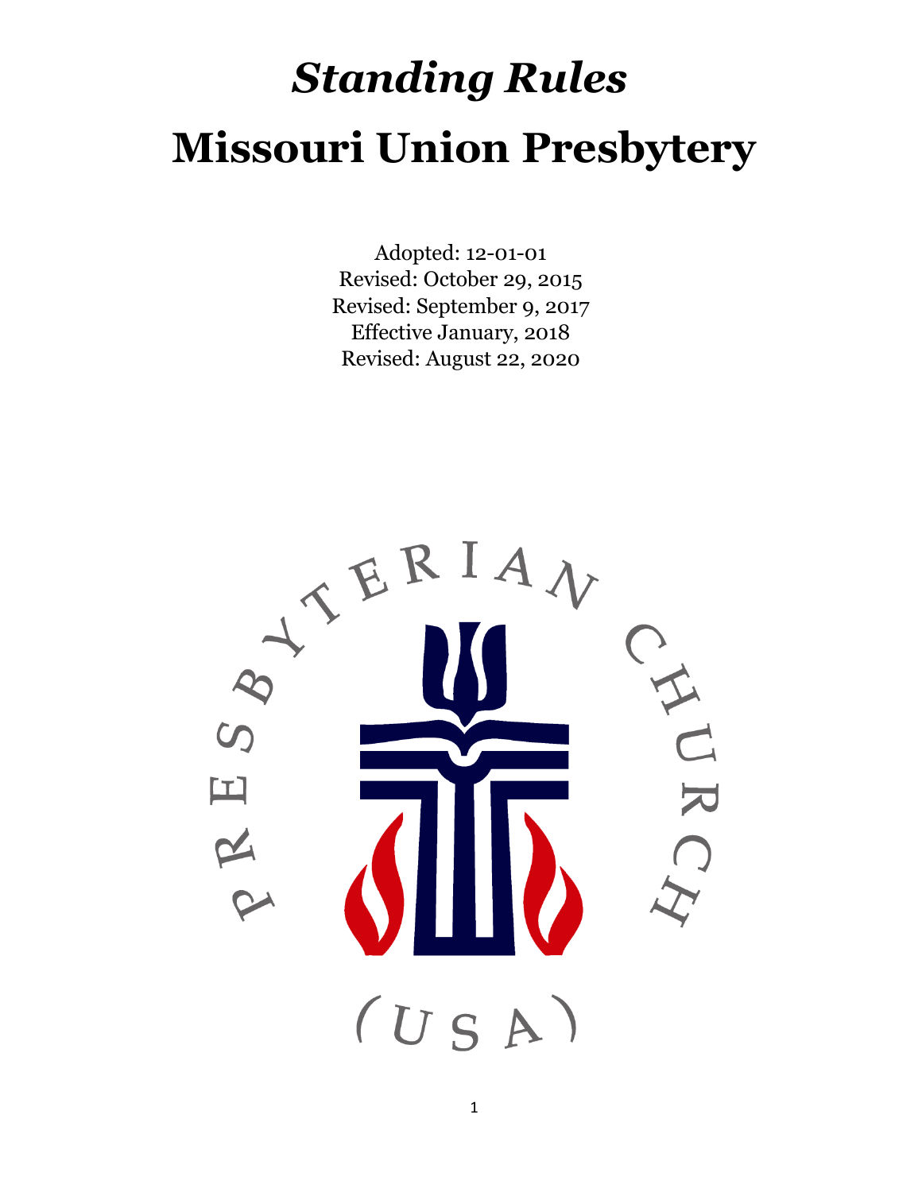# *Standing Rules*

# Missouri Union Presbytery

Adopted: 12-01-01
Revised: October 29, 2015
Revised: September 9, 2017
Effective January, 2018
Revised: August 22, 2020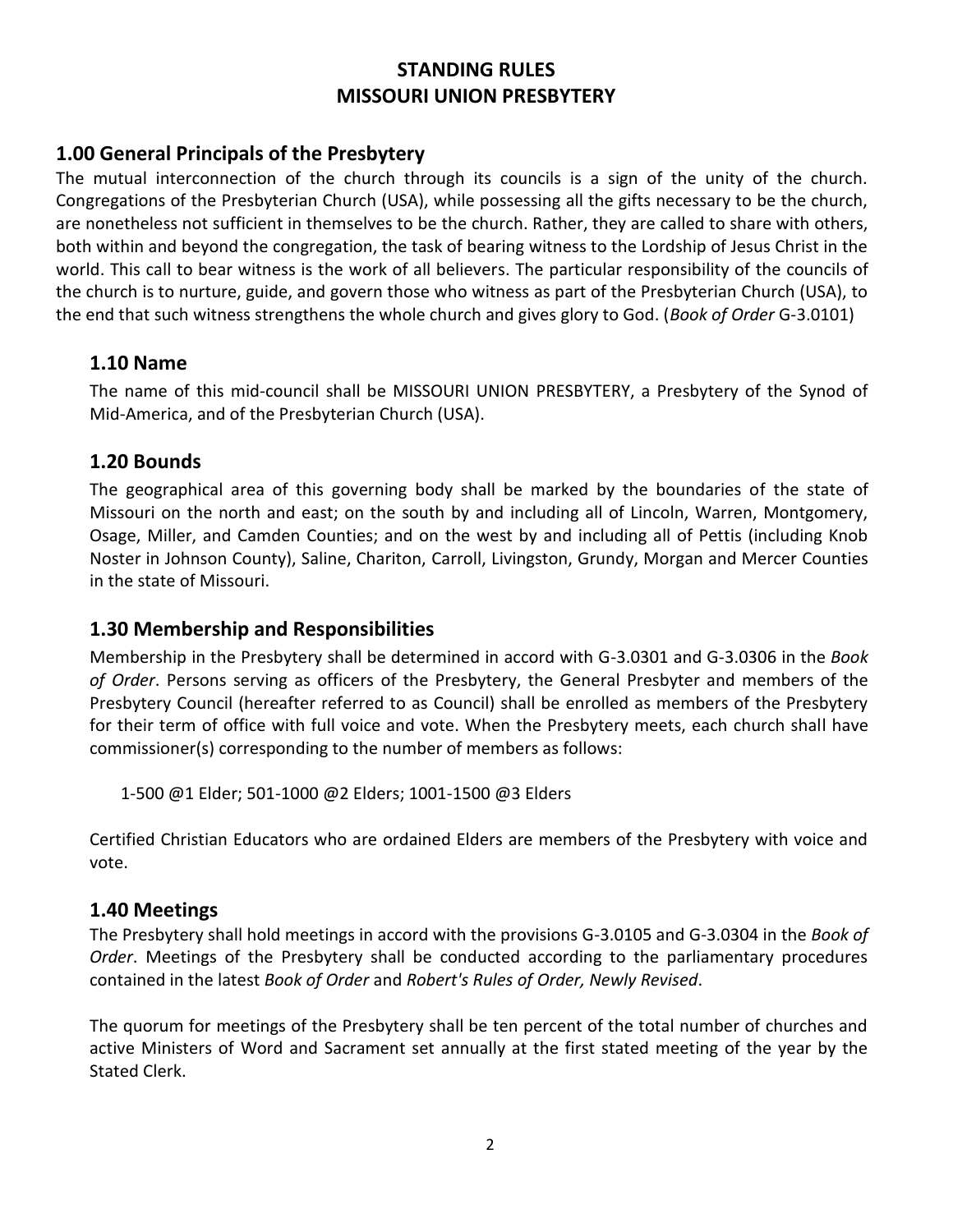# STANDING RULES
# MISSOURI UNION PRESBYTERY

## 1.00 General Principals of the Presbytery

The mutual interconnection of the church through its councils is a sign of the unity of the church. Congregations of the Presbyterian Church (USA), while possessing all the gifts necessary to be the church, are nonetheless not sufficient in themselves to be the church. Rather, they are called to share with others, both within and beyond the congregation, the task of bearing witness to the Lordship of Jesus Christ in the world. This call to bear witness is the work of all believers. The particular responsibility of the councils of the church is to nurture, guide, and govern those who witness as part of the Presbyterian Church (USA), to the end that such witness strengthens the whole church and gives glory to God. (*Book of Order* G-3.0101)

### 1.10 Name

The name of this mid-council shall be MISSOURI UNION PRESBYTERY, a Presbytery of the Synod of Mid-America, and of the Presbyterian Church (USA).

### 1.20 Bounds

The geographical area of this governing body shall be marked by the boundaries of the state of Missouri on the north and east; on the south by and including all of Lincoln, Warren, Montgomery, Osage, Miller, and Camden Counties; and on the west by and including all of Pettis (including Knob Noster in Johnson County), Saline, Chariton, Carroll, Livingston, Grundy, Morgan and Mercer Counties in the state of Missouri.

### 1.30 Membership and Responsibilities

Membership in the Presbytery shall be determined in accord with G-3.0301 and G-3.0306 in the *Book of Order*. Persons serving as officers of the Presbytery, the General Presbyter and members of the Presbytery Council (hereafter referred to as Council) shall be enrolled as members of the Presbytery for their term of office with full voice and vote. When the Presbytery meets, each church shall have commissioner(s) corresponding to the number of members as follows:

1-500 @1 Elder; 501-1000 @2 Elders; 1001-1500 @3 Elders

Certified Christian Educators who are ordained Elders are members of the Presbytery with voice and vote.

### 1.40 Meetings

The Presbytery shall hold meetings in accord with the provisions G-3.0105 and G-3.0304 in the *Book of Order*. Meetings of the Presbytery shall be conducted according to the parliamentary procedures contained in the latest *Book of Order* and *Robert's Rules of Order, Newly Revised*.

The quorum for meetings of the Presbytery shall be ten percent of the total number of churches and active Ministers of Word and Sacrament set annually at the first stated meeting of the year by the Stated Clerk.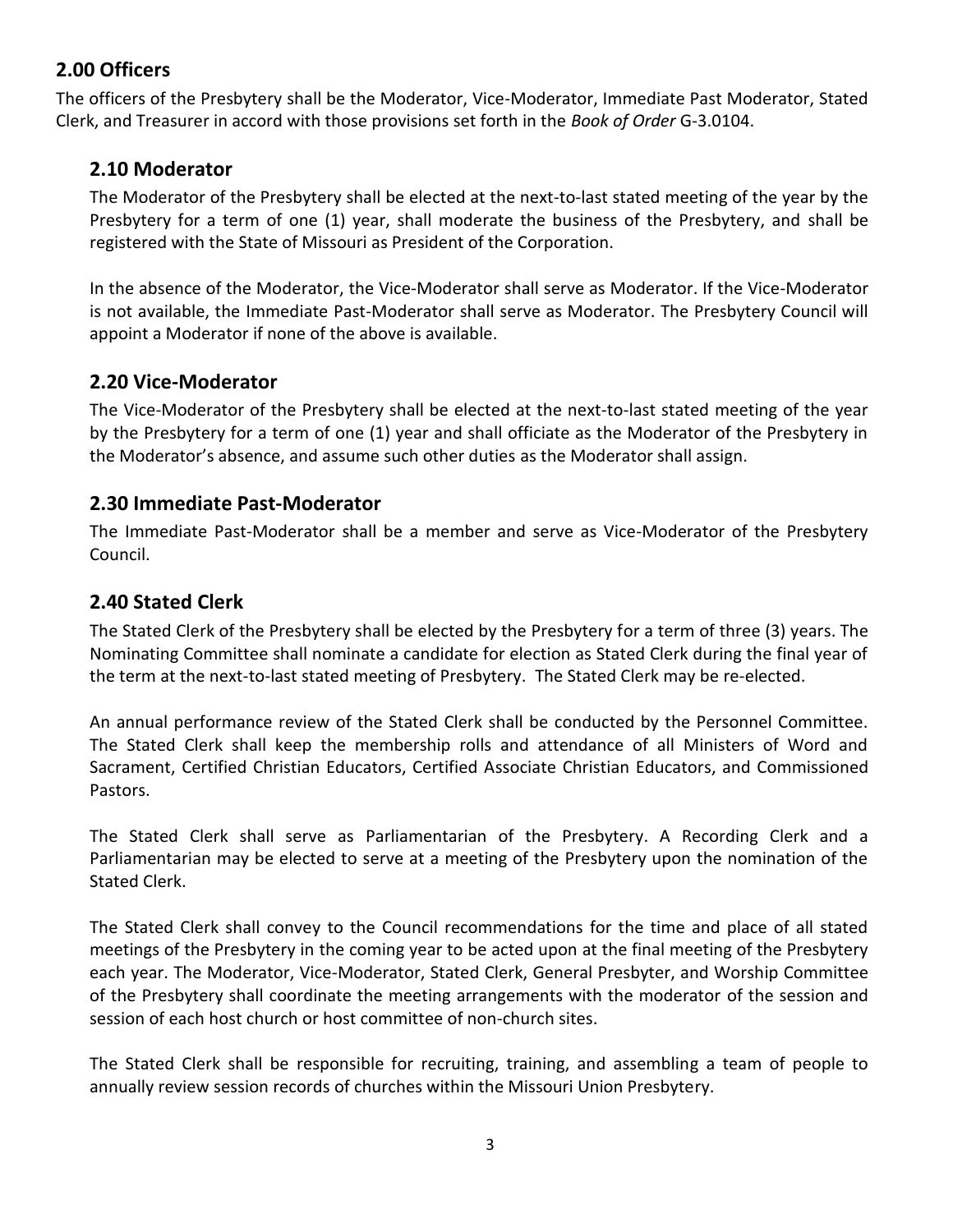## 2.00 Officers

The officers of the Presbytery shall be the Moderator, Vice-Moderator, Immediate Past Moderator, Stated Clerk, and Treasurer in accord with those provisions set forth in the *Book of Order* G-3.0104.

### 2.10 Moderator

The Moderator of the Presbytery shall be elected at the next-to-last stated meeting of the year by the Presbytery for a term of one (1) year, shall moderate the business of the Presbytery, and shall be registered with the State of Missouri as President of the Corporation.

In the absence of the Moderator, the Vice-Moderator shall serve as Moderator. If the Vice-Moderator is not available, the Immediate Past-Moderator shall serve as Moderator. The Presbytery Council will appoint a Moderator if none of the above is available.

### 2.20 Vice-Moderator

The Vice-Moderator of the Presbytery shall be elected at the next-to-last stated meeting of the year by the Presbytery for a term of one (1) year and shall officiate as the Moderator of the Presbytery in the Moderator's absence, and assume such other duties as the Moderator shall assign.

### 2.30 Immediate Past-Moderator

The Immediate Past-Moderator shall be a member and serve as Vice-Moderator of the Presbytery Council.

### 2.40 Stated Clerk

The Stated Clerk of the Presbytery shall be elected by the Presbytery for a term of three (3) years. The Nominating Committee shall nominate a candidate for election as Stated Clerk during the final year of the term at the next-to-last stated meeting of Presbytery. The Stated Clerk may be re-elected.

An annual performance review of the Stated Clerk shall be conducted by the Personnel Committee. The Stated Clerk shall keep the membership rolls and attendance of all Ministers of Word and Sacrament, Certified Christian Educators, Certified Associate Christian Educators, and Commissioned Pastors.

The Stated Clerk shall serve as Parliamentarian of the Presbytery. A Recording Clerk and a Parliamentarian may be elected to serve at a meeting of the Presbytery upon the nomination of the Stated Clerk.

The Stated Clerk shall convey to the Council recommendations for the time and place of all stated meetings of the Presbytery in the coming year to be acted upon at the final meeting of the Presbytery each year. The Moderator, Vice-Moderator, Stated Clerk, General Presbyter, and Worship Committee of the Presbytery shall coordinate the meeting arrangements with the moderator of the session and session of each host church or host committee of non-church sites.

The Stated Clerk shall be responsible for recruiting, training, and assembling a team of people to annually review session records of churches within the Missouri Union Presbytery.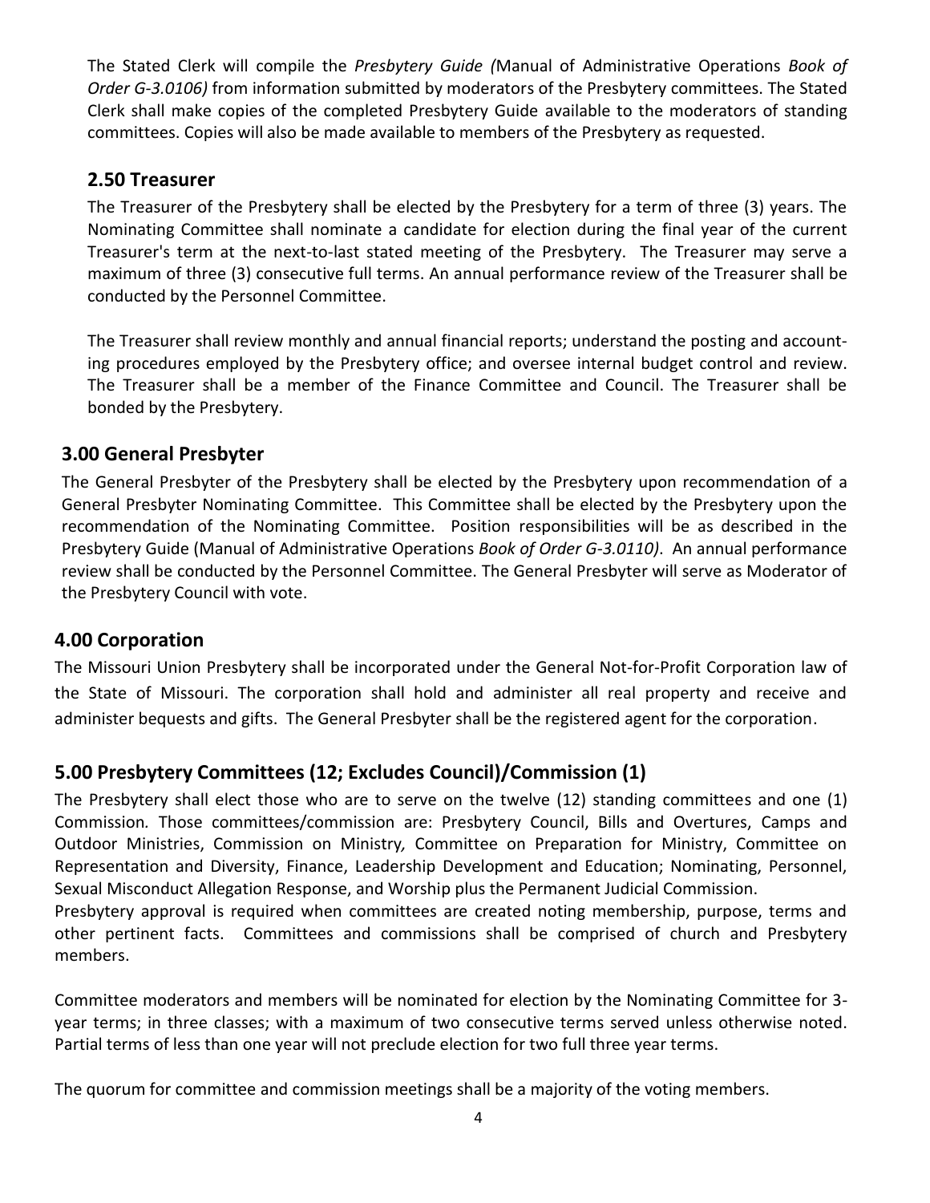The Stated Clerk will compile the *Presbytery Guide (*Manual of Administrative Operations *Book of Order G-3.0106)* from information submitted by moderators of the Presbytery committees. The Stated Clerk shall make copies of the completed Presbytery Guide available to the moderators of standing committees. Copies will also be made available to members of the Presbytery as requested.

## 2.50 Treasurer

The Treasurer of the Presbytery shall be elected by the Presbytery for a term of three (3) years. The Nominating Committee shall nominate a candidate for election during the final year of the current Treasurer's term at the next-to-last stated meeting of the Presbytery. The Treasurer may serve a maximum of three (3) consecutive full terms. An annual performance review of the Treasurer shall be conducted by the Personnel Committee.

The Treasurer shall review monthly and annual financial reports; understand the posting and accounting procedures employed by the Presbytery office; and oversee internal budget control and review. The Treasurer shall be a member of the Finance Committee and Council. The Treasurer shall be bonded by the Presbytery.

## 3.00 General Presbyter

The General Presbyter of the Presbytery shall be elected by the Presbytery upon recommendation of a General Presbyter Nominating Committee. This Committee shall be elected by the Presbytery upon the recommendation of the Nominating Committee. Position responsibilities will be as described in the Presbytery Guide (Manual of Administrative Operations *Book of Order G-3.0110)*. An annual performance review shall be conducted by the Personnel Committee. The General Presbyter will serve as Moderator of the Presbytery Council with vote.

## 4.00 Corporation

The Missouri Union Presbytery shall be incorporated under the General Not-for-Profit Corporation law of the State of Missouri. The corporation shall hold and administer all real property and receive and administer bequests and gifts. The General Presbyter shall be the registered agent for the corporation.

## 5.00 Presbytery Committees (12; Excludes Council)/Commission (1)

The Presbytery shall elect those who are to serve on the twelve (12) standing committees and one (1) Commission*.* Those committees/commission are: Presbytery Council, Bills and Overtures, Camps and Outdoor Ministries, Commission on Ministry*,* Committee on Preparation for Ministry, Committee on Representation and Diversity, Finance, Leadership Development and Education; Nominating, Personnel, Sexual Misconduct Allegation Response, and Worship plus the Permanent Judicial Commission.
Presbytery approval is required when committees are created noting membership, purpose, terms and other pertinent facts. Committees and commissions shall be comprised of church and Presbytery members.

Committee moderators and members will be nominated for election by the Nominating Committee for 3-year terms; in three classes; with a maximum of two consecutive terms served unless otherwise noted. Partial terms of less than one year will not preclude election for two full three year terms.

The quorum for committee and commission meetings shall be a majority of the voting members.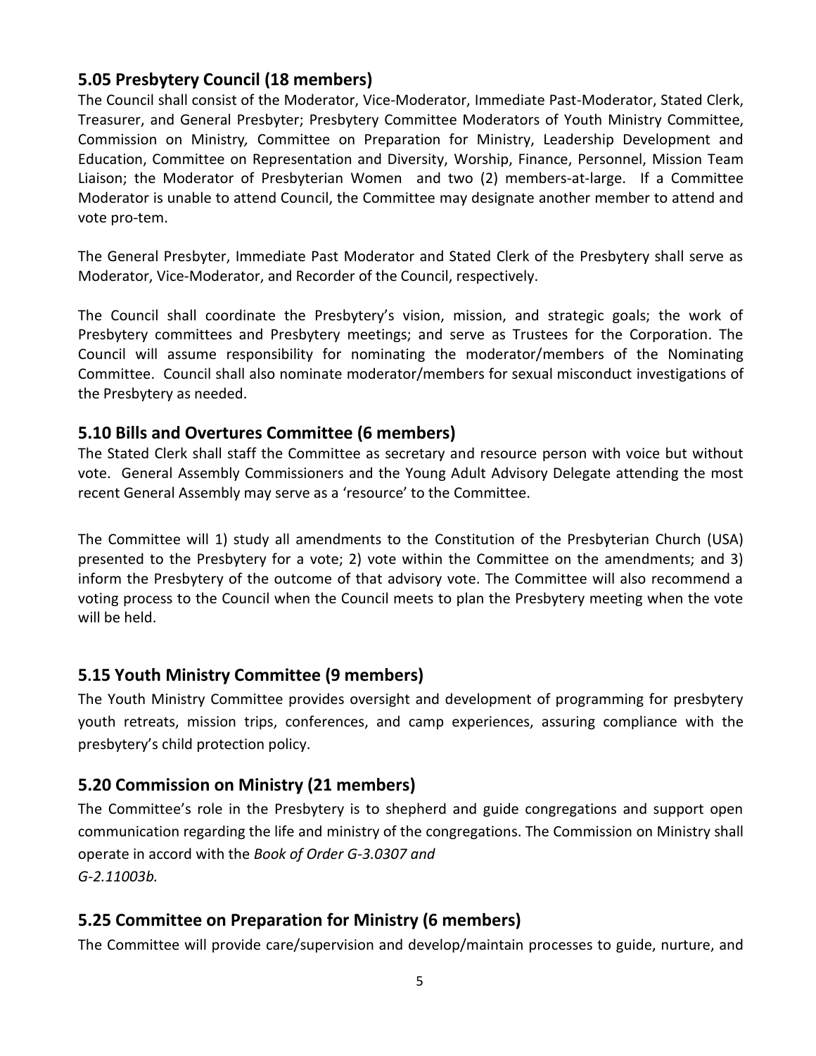## 5.05 Presbytery Council (18 members)

The Council shall consist of the Moderator, Vice-Moderator, Immediate Past-Moderator, Stated Clerk, Treasurer, and General Presbyter; Presbytery Committee Moderators of Youth Ministry Committee, Commission on Ministry*,* Committee on Preparation for Ministry, Leadership Development and Education, Committee on Representation and Diversity, Worship, Finance, Personnel, Mission Team Liaison; the Moderator of Presbyterian Women and two (2) members-at-large. If a Committee Moderator is unable to attend Council, the Committee may designate another member to attend and vote pro-tem.

The General Presbyter, Immediate Past Moderator and Stated Clerk of the Presbytery shall serve as Moderator, Vice-Moderator, and Recorder of the Council, respectively.

The Council shall coordinate the Presbytery's vision, mission, and strategic goals; the work of Presbytery committees and Presbytery meetings; and serve as Trustees for the Corporation. The Council will assume responsibility for nominating the moderator/members of the Nominating Committee. Council shall also nominate moderator/members for sexual misconduct investigations of the Presbytery as needed.

## 5.10 Bills and Overtures Committee (6 members)

The Stated Clerk shall staff the Committee as secretary and resource person with voice but without vote. General Assembly Commissioners and the Young Adult Advisory Delegate attending the most recent General Assembly may serve as a 'resource' to the Committee.

The Committee will 1) study all amendments to the Constitution of the Presbyterian Church (USA) presented to the Presbytery for a vote; 2) vote within the Committee on the amendments; and 3) inform the Presbytery of the outcome of that advisory vote. The Committee will also recommend a voting process to the Council when the Council meets to plan the Presbytery meeting when the vote will be held.

## 5.15 Youth Ministry Committee (9 members)

The Youth Ministry Committee provides oversight and development of programming for presbytery youth retreats, mission trips, conferences, and camp experiences, assuring compliance with the presbytery's child protection policy.

## 5.20 Commission on Ministry (21 members)

The Committee's role in the Presbytery is to shepherd and guide congregations and support open communication regarding the life and ministry of the congregations. The Commission on Ministry shall operate in accord with the *Book of Order G-3.0307 and G-2.11003b.*

## 5.25 Committee on Preparation for Ministry (6 members)

The Committee will provide care/supervision and develop/maintain processes to guide, nurture, and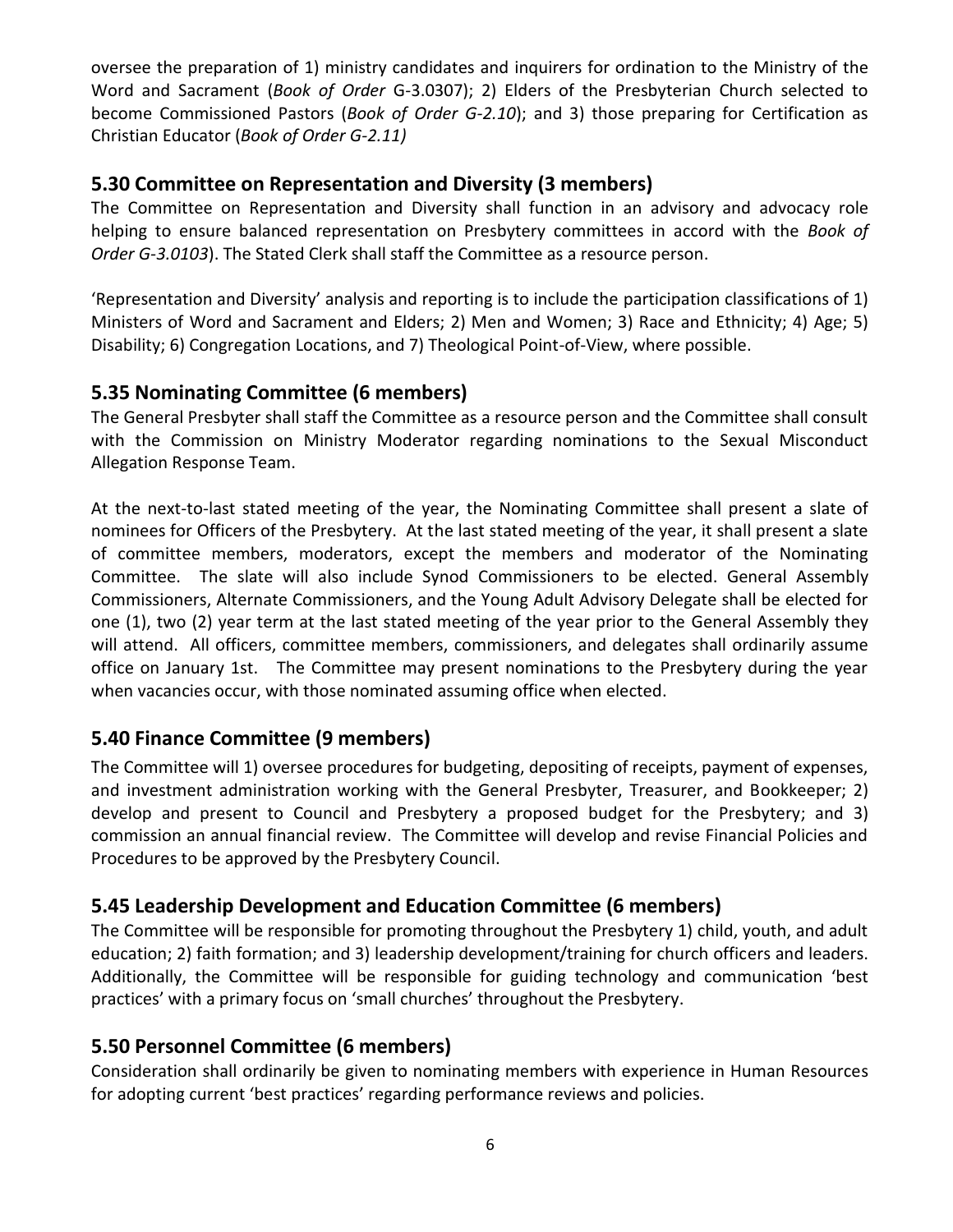oversee the preparation of 1) ministry candidates and inquirers for ordination to the Ministry of the Word and Sacrament (*Book of Order* G-3.0307); 2) Elders of the Presbyterian Church selected to become Commissioned Pastors (*Book of Order G-2.10*); and 3) those preparing for Certification as Christian Educator (*Book of Order G-2.11)*

## 5.30 Committee on Representation and Diversity (3 members)

The Committee on Representation and Diversity shall function in an advisory and advocacy role helping to ensure balanced representation on Presbytery committees in accord with the *Book of Order G-3.0103*). The Stated Clerk shall staff the Committee as a resource person.

'Representation and Diversity' analysis and reporting is to include the participation classifications of 1) Ministers of Word and Sacrament and Elders; 2) Men and Women; 3) Race and Ethnicity; 4) Age; 5) Disability; 6) Congregation Locations, and 7) Theological Point-of-View, where possible.

## 5.35 Nominating Committee (6 members)

The General Presbyter shall staff the Committee as a resource person and the Committee shall consult with the Commission on Ministry Moderator regarding nominations to the Sexual Misconduct Allegation Response Team.

At the next-to-last stated meeting of the year, the Nominating Committee shall present a slate of nominees for Officers of the Presbytery. At the last stated meeting of the year, it shall present a slate of committee members, moderators, except the members and moderator of the Nominating Committee. The slate will also include Synod Commissioners to be elected. General Assembly Commissioners, Alternate Commissioners, and the Young Adult Advisory Delegate shall be elected for one (1), two (2) year term at the last stated meeting of the year prior to the General Assembly they will attend. All officers, committee members, commissioners, and delegates shall ordinarily assume office on January 1st. The Committee may present nominations to the Presbytery during the year when vacancies occur, with those nominated assuming office when elected.

## 5.40 Finance Committee (9 members)

The Committee will 1) oversee procedures for budgeting, depositing of receipts, payment of expenses, and investment administration working with the General Presbyter, Treasurer, and Bookkeeper; 2) develop and present to Council and Presbytery a proposed budget for the Presbytery; and 3) commission an annual financial review. The Committee will develop and revise Financial Policies and Procedures to be approved by the Presbytery Council.

## 5.45 Leadership Development and Education Committee (6 members)

The Committee will be responsible for promoting throughout the Presbytery 1) child, youth, and adult education; 2) faith formation; and 3) leadership development/training for church officers and leaders. Additionally, the Committee will be responsible for guiding technology and communication 'best practices' with a primary focus on 'small churches' throughout the Presbytery.

## 5.50 Personnel Committee (6 members)

Consideration shall ordinarily be given to nominating members with experience in Human Resources for adopting current 'best practices' regarding performance reviews and policies.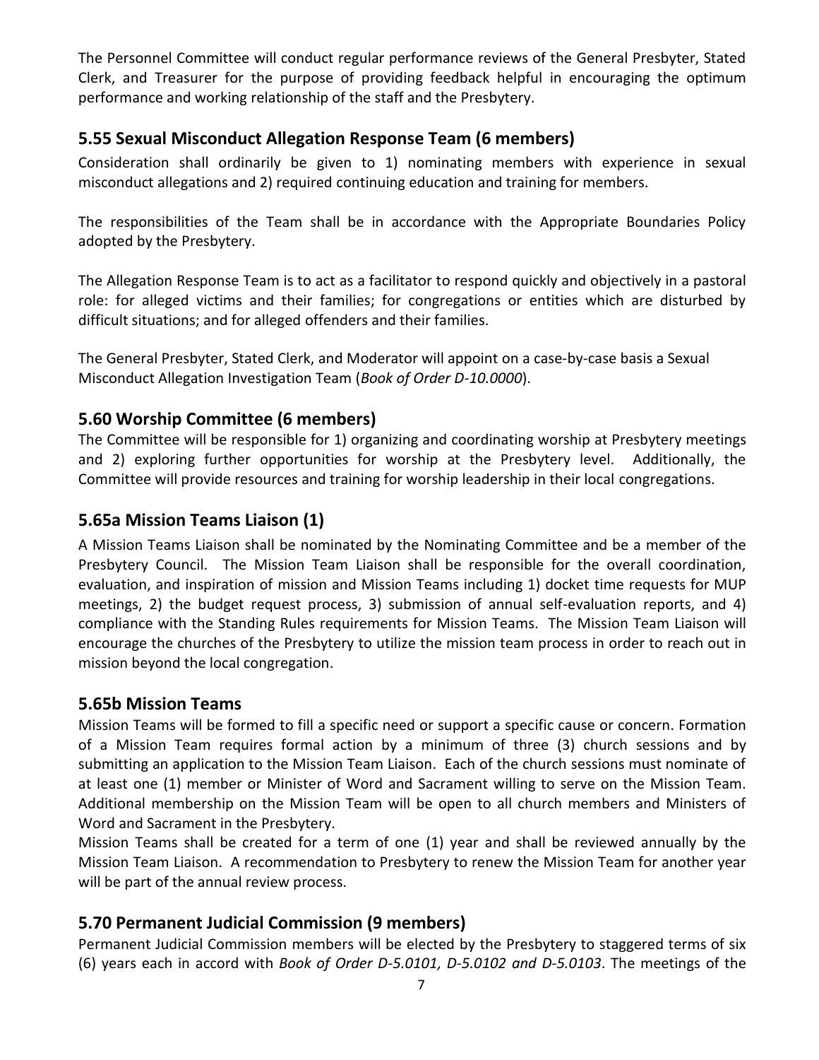The Personnel Committee will conduct regular performance reviews of the General Presbyter, Stated Clerk, and Treasurer for the purpose of providing feedback helpful in encouraging the optimum performance and working relationship of the staff and the Presbytery.

## 5.55 Sexual Misconduct Allegation Response Team (6 members)

Consideration shall ordinarily be given to 1) nominating members with experience in sexual misconduct allegations and 2) required continuing education and training for members.

The responsibilities of the Team shall be in accordance with the Appropriate Boundaries Policy adopted by the Presbytery.

The Allegation Response Team is to act as a facilitator to respond quickly and objectively in a pastoral role: for alleged victims and their families; for congregations or entities which are disturbed by difficult situations; and for alleged offenders and their families.

The General Presbyter, Stated Clerk, and Moderator will appoint on a case-by-case basis a Sexual Misconduct Allegation Investigation Team (*Book of Order D-10.0000*).

## 5.60 Worship Committee (6 members)

The Committee will be responsible for 1) organizing and coordinating worship at Presbytery meetings and 2) exploring further opportunities for worship at the Presbytery level. Additionally, the Committee will provide resources and training for worship leadership in their local congregations.

## 5.65a Mission Teams Liaison (1)

A Mission Teams Liaison shall be nominated by the Nominating Committee and be a member of the Presbytery Council. The Mission Team Liaison shall be responsible for the overall coordination, evaluation, and inspiration of mission and Mission Teams including 1) docket time requests for MUP meetings, 2) the budget request process, 3) submission of annual self-evaluation reports, and 4) compliance with the Standing Rules requirements for Mission Teams. The Mission Team Liaison will encourage the churches of the Presbytery to utilize the mission team process in order to reach out in mission beyond the local congregation.

## 5.65b Mission Teams

Mission Teams will be formed to fill a specific need or support a specific cause or concern. Formation of a Mission Team requires formal action by a minimum of three (3) church sessions and by submitting an application to the Mission Team Liaison. Each of the church sessions must nominate of at least one (1) member or Minister of Word and Sacrament willing to serve on the Mission Team. Additional membership on the Mission Team will be open to all church members and Ministers of Word and Sacrament in the Presbytery.

Mission Teams shall be created for a term of one (1) year and shall be reviewed annually by the Mission Team Liaison. A recommendation to Presbytery to renew the Mission Team for another year will be part of the annual review process.

## 5.70 Permanent Judicial Commission (9 members)

Permanent Judicial Commission members will be elected by the Presbytery to staggered terms of six (6) years each in accord with *Book of Order D-5.0101, D-5.0102 and D-5.0103*. The meetings of the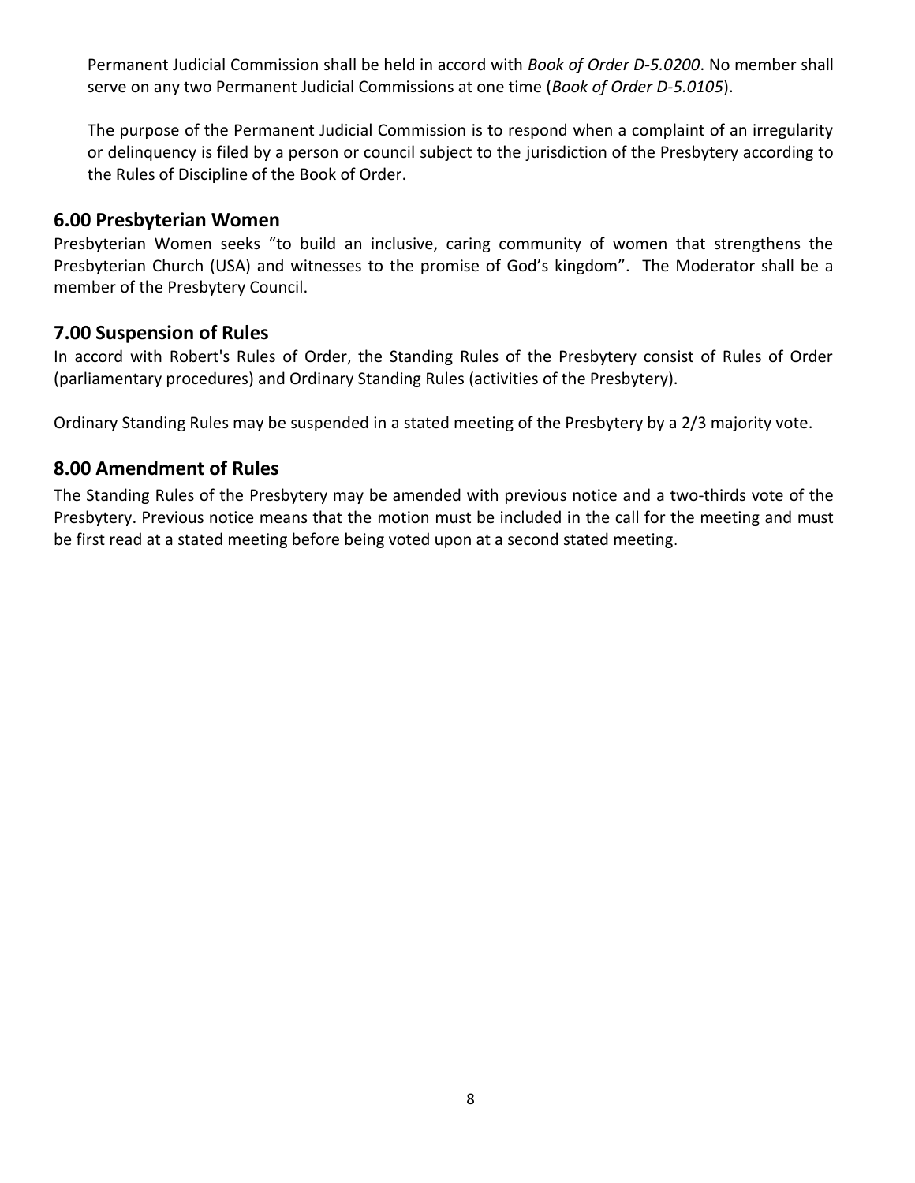Permanent Judicial Commission shall be held in accord with *Book of Order D-5.0200*. No member shall serve on any two Permanent Judicial Commissions at one time (*Book of Order D-5.0105*).

The purpose of the Permanent Judicial Commission is to respond when a complaint of an irregularity or delinquency is filed by a person or council subject to the jurisdiction of the Presbytery according to the Rules of Discipline of the Book of Order.

## 6.00 Presbyterian Women

Presbyterian Women seeks "to build an inclusive, caring community of women that strengthens the Presbyterian Church (USA) and witnesses to the promise of God's kingdom". The Moderator shall be a member of the Presbytery Council.

## 7.00 Suspension of Rules

In accord with Robert's Rules of Order, the Standing Rules of the Presbytery consist of Rules of Order (parliamentary procedures) and Ordinary Standing Rules (activities of the Presbytery).

Ordinary Standing Rules may be suspended in a stated meeting of the Presbytery by a 2/3 majority vote.

## 8.00 Amendment of Rules

The Standing Rules of the Presbytery may be amended with previous notice and a two-thirds vote of the Presbytery. Previous notice means that the motion must be included in the call for the meeting and must be first read at a stated meeting before being voted upon at a second stated meeting.